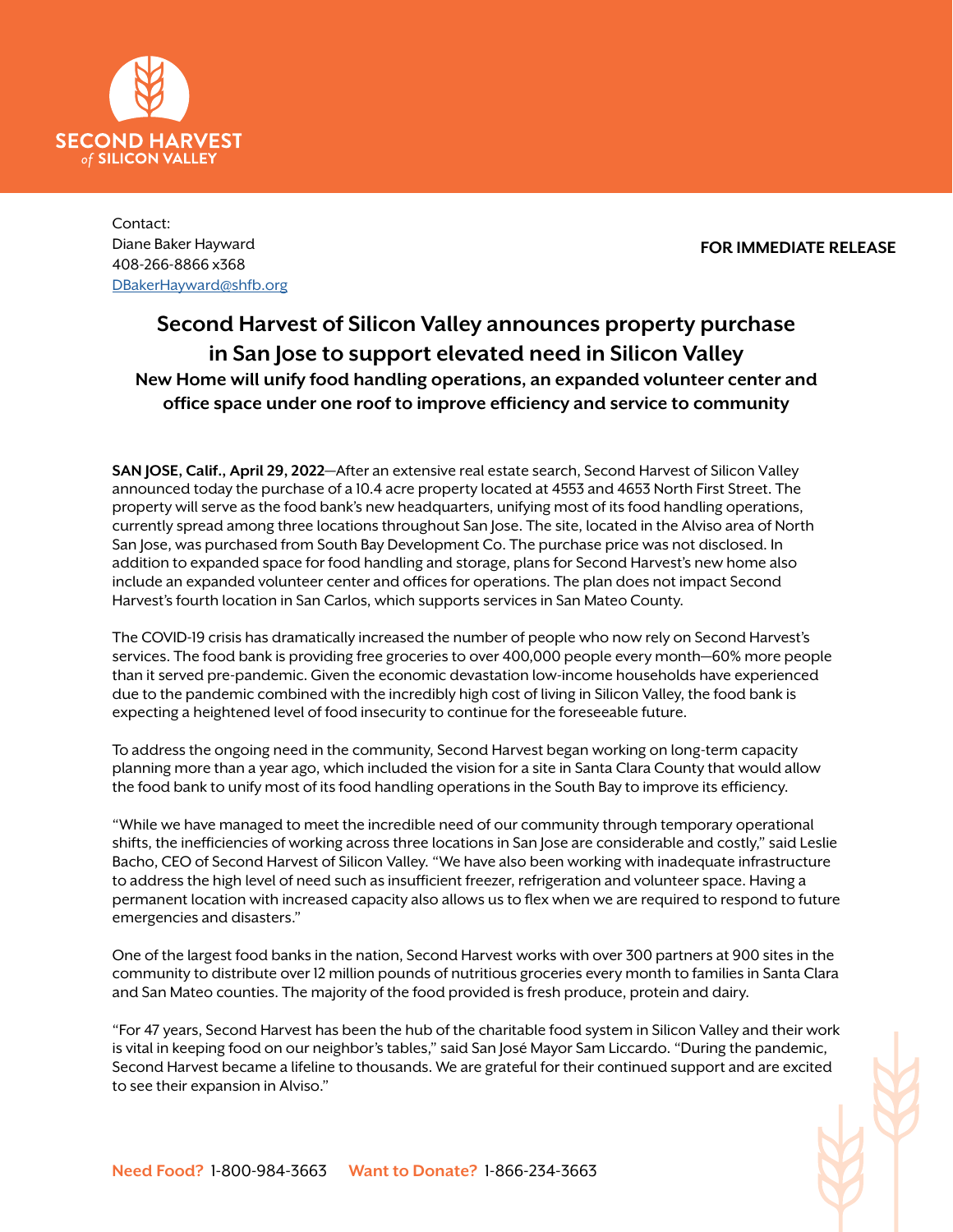Contact:
Diane Baker Hayward
408-266-8866 x368
DBakerHayward@shfb.org

**FOR IMMEDIATE RELEASE**

# Second Harvest of Silicon Valley announces property purchase in San Jose to support elevated need in Silicon Valley

## New Home will unify food handling operations, an expanded volunteer center and office space under one roof to improve efficiency and service to community

**SAN JOSE, Calif., April 29, 2022**—After an extensive real estate search, Second Harvest of Silicon Valley announced today the purchase of a 10.4 acre property located at 4553 and 4653 North First Street. The property will serve as the food bank's new headquarters, unifying most of its food handling operations, currently spread among three locations throughout San Jose. The site, located in the Alviso area of North San Jose, was purchased from South Bay Development Co. The purchase price was not disclosed. In addition to expanded space for food handling and storage, plans for Second Harvest's new home also include an expanded volunteer center and offices for operations. The plan does not impact Second Harvest's fourth location in San Carlos, which supports services in San Mateo County.

The COVID-19 crisis has dramatically increased the number of people who now rely on Second Harvest's services. The food bank is providing free groceries to over 400,000 people every month—60% more people than it served pre-pandemic. Given the economic devastation low-income households have experienced due to the pandemic combined with the incredibly high cost of living in Silicon Valley, the food bank is expecting a heightened level of food insecurity to continue for the foreseeable future.

To address the ongoing need in the community, Second Harvest began working on long-term capacity planning more than a year ago, which included the vision for a site in Santa Clara County that would allow the food bank to unify most of its food handling operations in the South Bay to improve its efficiency.

"While we have managed to meet the incredible need of our community through temporary operational shifts, the inefficiencies of working across three locations in San Jose are considerable and costly," said Leslie Bacho, CEO of Second Harvest of Silicon Valley. "We have also been working with inadequate infrastructure to address the high level of need such as insufficient freezer, refrigeration and volunteer space. Having a permanent location with increased capacity also allows us to flex when we are required to respond to future emergencies and disasters."

One of the largest food banks in the nation, Second Harvest works with over 300 partners at 900 sites in the community to distribute over 12 million pounds of nutritious groceries every month to families in Santa Clara and San Mateo counties. The majority of the food provided is fresh produce, protein and dairy.

"For 47 years, Second Harvest has been the hub of the charitable food system in Silicon Valley and their work is vital in keeping food on our neighbor's tables," said San José Mayor Sam Liccardo. "During the pandemic, Second Harvest became a lifeline to thousands. We are grateful for their continued support and are excited to see their expansion in Alviso."

**Need Food?** 1-800-984-3663 **Want to Donate?** 1-866-234-3663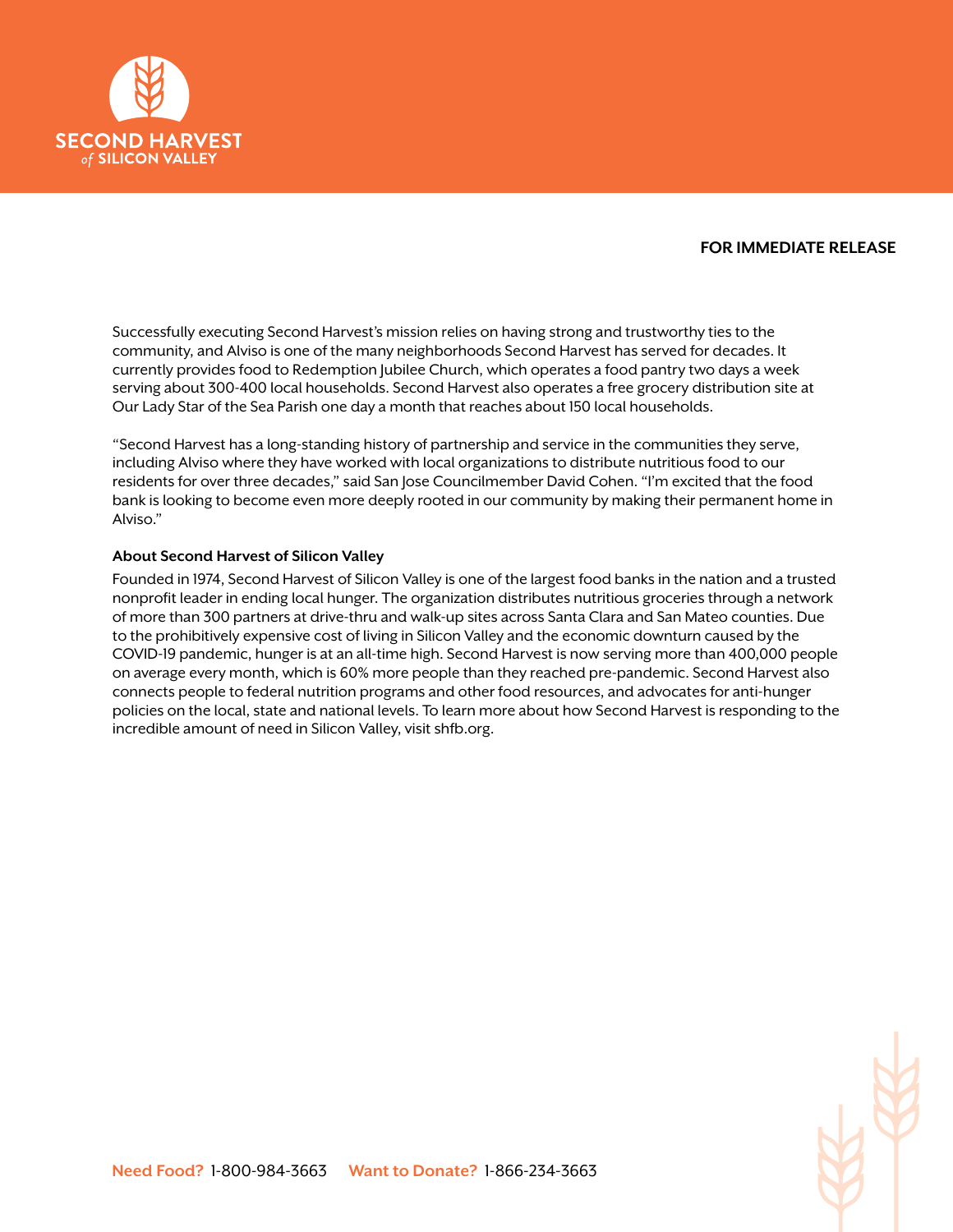**FOR IMMEDIATE RELEASE**

Successfully executing Second Harvest's mission relies on having strong and trustworthy ties to the community, and Alviso is one of the many neighborhoods Second Harvest has served for decades. It currently provides food to Redemption Jubilee Church, which operates a food pantry two days a week serving about 300-400 local households. Second Harvest also operates a free grocery distribution site at Our Lady Star of the Sea Parish one day a month that reaches about 150 local households.

"Second Harvest has a long-standing history of partnership and service in the communities they serve, including Alviso where they have worked with local organizations to distribute nutritious food to our residents for over three decades," said San Jose Councilmember David Cohen. "I'm excited that the food bank is looking to become even more deeply rooted in our community by making their permanent home in Alviso."

**About Second Harvest of Silicon Valley**

Founded in 1974, Second Harvest of Silicon Valley is one of the largest food banks in the nation and a trusted nonprofit leader in ending local hunger. The organization distributes nutritious groceries through a network of more than 300 partners at drive-thru and walk-up sites across Santa Clara and San Mateo counties. Due to the prohibitively expensive cost of living in Silicon Valley and the economic downturn caused by the COVID-19 pandemic, hunger is at an all-time high. Second Harvest is now serving more than 400,000 people on average every month, which is 60% more people than they reached pre-pandemic. Second Harvest also connects people to federal nutrition programs and other food resources, and advocates for anti-hunger policies on the local, state and national levels. To learn more about how Second Harvest is responding to the incredible amount of need in Silicon Valley, visit shfb.org.

**Need Food?** 1-800-984-3663 **Want to Donate?** 1-866-234-3663